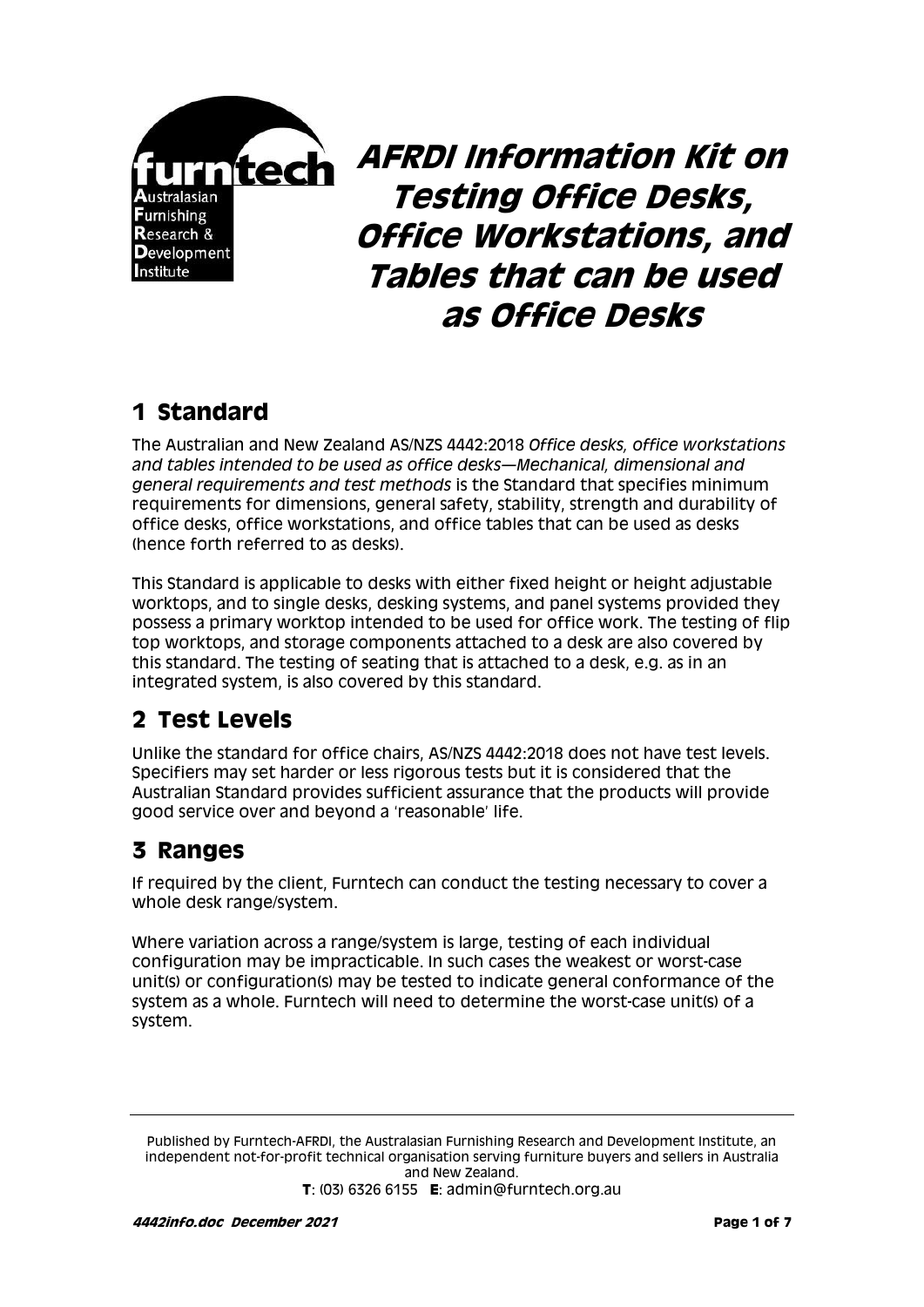furntech
Australasian
Furnishing
Research &
Development
Institute

# AFRDI Information Kit on Testing Office Desks, Office Workstations, and Tables that can be used as Office Desks

## 1 Standard

The Australian and New Zealand AS/NZS 4442:2018 *Office desks, office workstations and tables intended to be used as office desks—Mechanical, dimensional and general requirements and test methods* is the Standard that specifies minimum requirements for dimensions, general safety, stability, strength and durability of office desks, office workstations, and office tables that can be used as desks (hence forth referred to as desks).

This Standard is applicable to desks with either fixed height or height adjustable worktops, and to single desks, desking systems, and panel systems provided they possess a primary worktop intended to be used for office work. The testing of flip top worktops, and storage components attached to a desk are also covered by this standard. The testing of seating that is attached to a desk, e.g. as in an integrated system, is also covered by this standard.

## 2 Test Levels

Unlike the standard for office chairs, AS/NZS 4442:2018 does not have test levels. Specifiers may set harder or less rigorous tests but it is considered that the Australian Standard provides sufficient assurance that the products will provide good service over and beyond a 'reasonable' life.

## 3 Ranges

If required by the client, Furntech can conduct the testing necessary to cover a whole desk range/system.

Where variation across a range/system is large, testing of each individual configuration may be impracticable. In such cases the weakest or worst-case unit(s) or configuration(s) may be tested to indicate general conformance of the system as a whole. Furntech will need to determine the worst-case unit(s) of a system.

Published by Furntech-AFRDI, the Australasian Furnishing Research and Development Institute, an independent not-for-profit technical organisation serving furniture buyers and sellers in Australia and New Zealand.
**T**: (03) 6326 6155 **E**: admin@furntech.org.au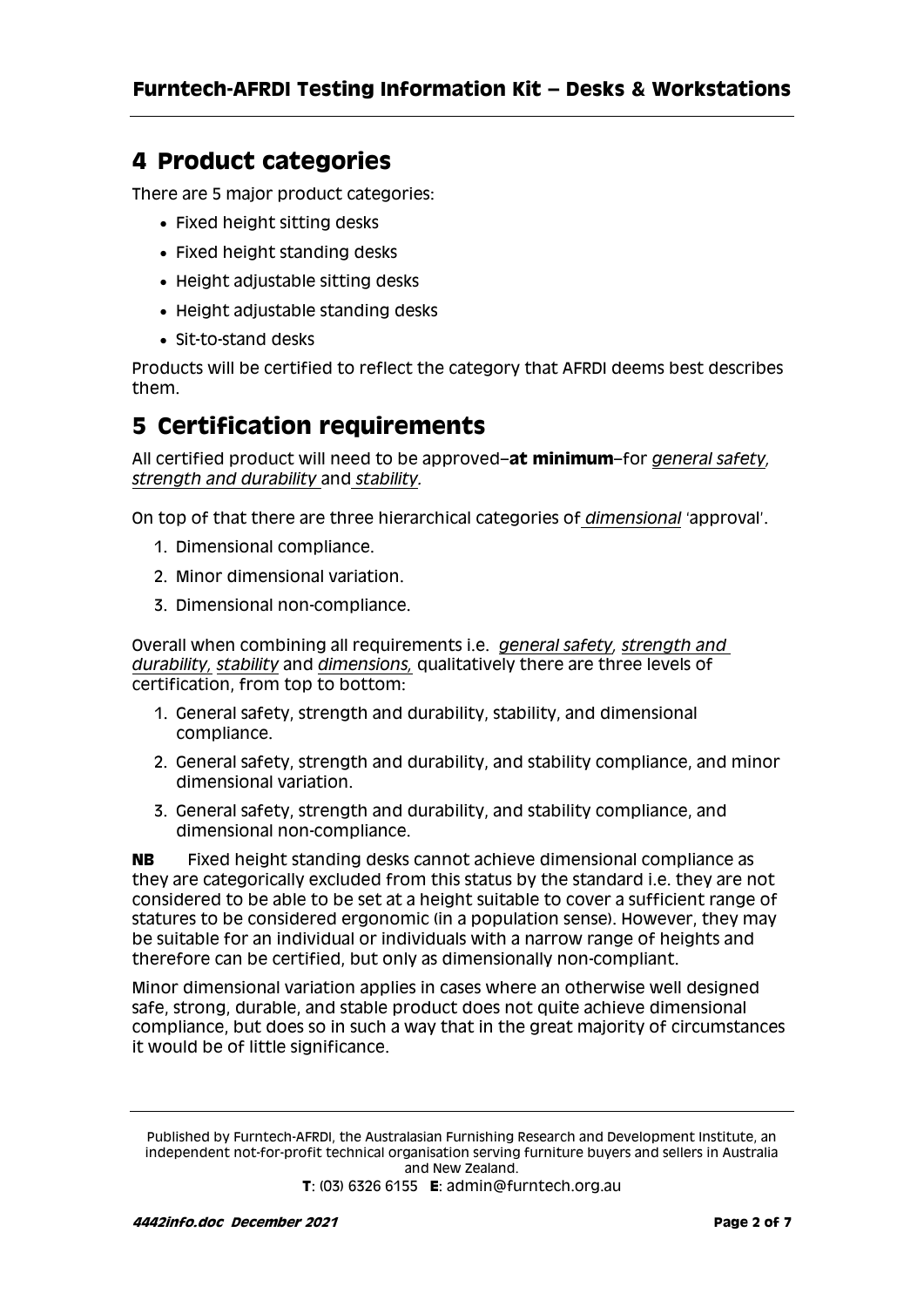# 4 Product categories

There are 5 major product categories:

- Fixed height sitting desks
- Fixed height standing desks
- Height adjustable sitting desks
- Height adjustable standing desks
- Sit-to-stand desks

Products will be certified to reflect the category that AFRDI deems best describes them.

# 5 Certification requirements

All certified product will need to be approved–**at minimum**–for *general safety*, *strength and durability* and *stability.*

On top of that there are three hierarchical categories of *dimensional* 'approval'.

1. Dimensional compliance.
2. Minor dimensional variation.
3. Dimensional non-compliance.

Overall when combining all requirements i.e. *general safety, strength and durability, stability* and *dimensions,* qualitatively there are three levels of certification, from top to bottom:

1. General safety, strength and durability, stability, and dimensional compliance.
2. General safety, strength and durability, and stability compliance, and minor dimensional variation.
3. General safety, strength and durability, and stability compliance, and dimensional non-compliance.

**NB** Fixed height standing desks cannot achieve dimensional compliance as they are categorically excluded from this status by the standard i.e. they are not considered to be able to be set at a height suitable to cover a sufficient range of statures to be considered ergonomic (in a population sense). However, they may be suitable for an individual or individuals with a narrow range of heights and therefore can be certified, but only as dimensionally non-compliant.

Minor dimensional variation applies in cases where an otherwise well designed safe, strong, durable, and stable product does not quite achieve dimensional compliance, but does so in such a way that in the great majority of circumstances it would be of little significance.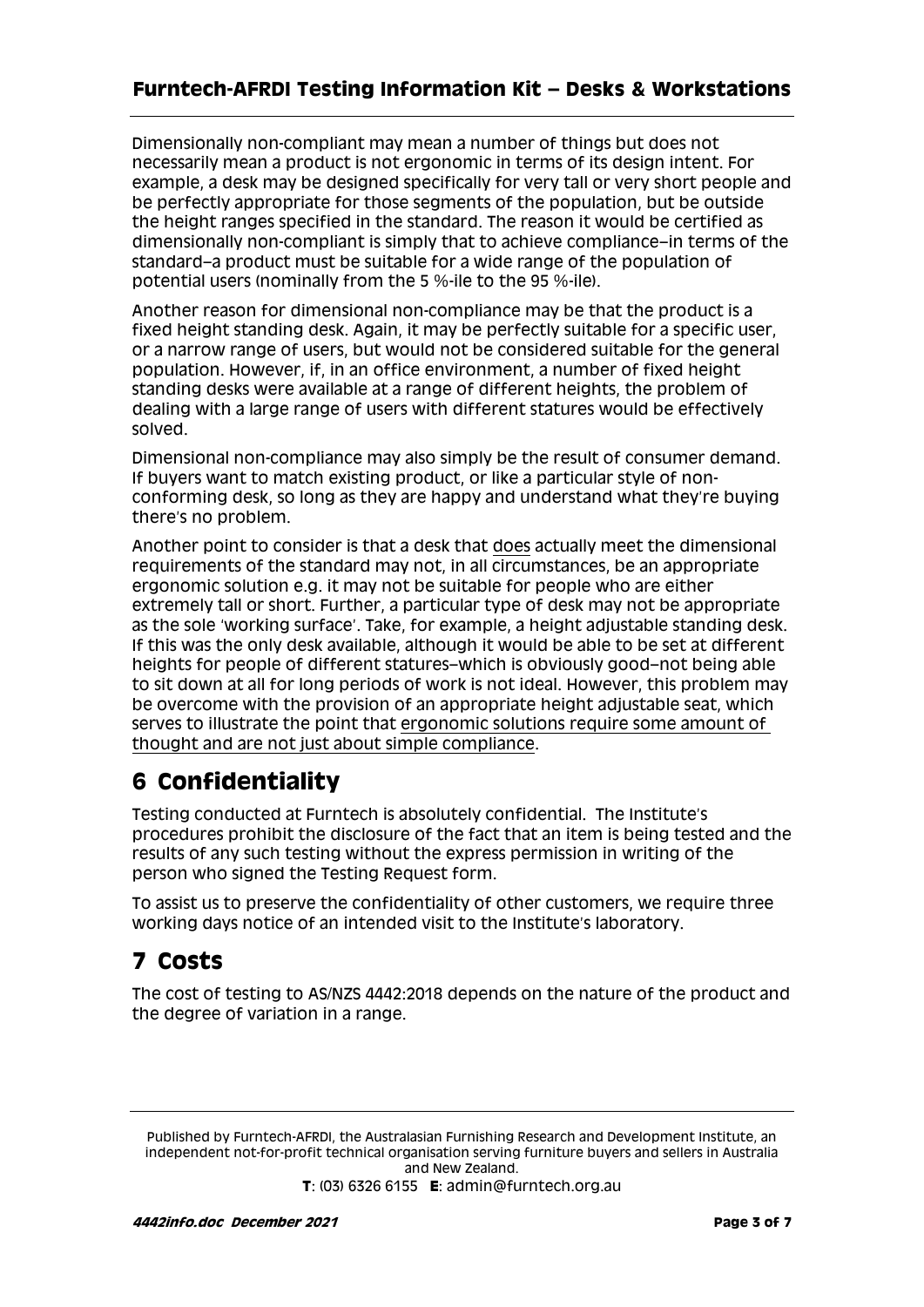Dimensionally non-compliant may mean a number of things but does not necessarily mean a product is not ergonomic in terms of its design intent. For example, a desk may be designed specifically for very tall or very short people and be perfectly appropriate for those segments of the population, but be outside the height ranges specified in the standard. The reason it would be certified as dimensionally non-compliant is simply that to achieve compliance–in terms of the standard–a product must be suitable for a wide range of the population of potential users (nominally from the 5 %-ile to the 95 %-ile).

Another reason for dimensional non-compliance may be that the product is a fixed height standing desk. Again, it may be perfectly suitable for a specific user, or a narrow range of users, but would not be considered suitable for the general population. However, if, in an office environment, a number of fixed height standing desks were available at a range of different heights, the problem of dealing with a large range of users with different statures would be effectively solved.

Dimensional non-compliance may also simply be the result of consumer demand. If buyers want to match existing product, or like a particular style of non-conforming desk, so long as they are happy and understand what they're buying there's no problem.

Another point to consider is that a desk that does actually meet the dimensional requirements of the standard may not, in all circumstances, be an appropriate ergonomic solution e.g. it may not be suitable for people who are either extremely tall or short. Further, a particular type of desk may not be appropriate as the sole 'working surface'. Take, for example, a height adjustable standing desk. If this was the only desk available, although it would be able to be set at different heights for people of different statures–which is obviously good–not being able to sit down at all for long periods of work is not ideal. However, this problem may be overcome with the provision of an appropriate height adjustable seat, which serves to illustrate the point that ergonomic solutions require some amount of thought and are not just about simple compliance.

# 6 Confidentiality

Testing conducted at Furntech is absolutely confidential. The Institute's procedures prohibit the disclosure of the fact that an item is being tested and the results of any such testing without the express permission in writing of the person who signed the Testing Request form.

To assist us to preserve the confidentiality of other customers, we require three working days notice of an intended visit to the Institute's laboratory.

# 7 Costs

The cost of testing to AS/NZS 4442:2018 depends on the nature of the product and the degree of variation in a range.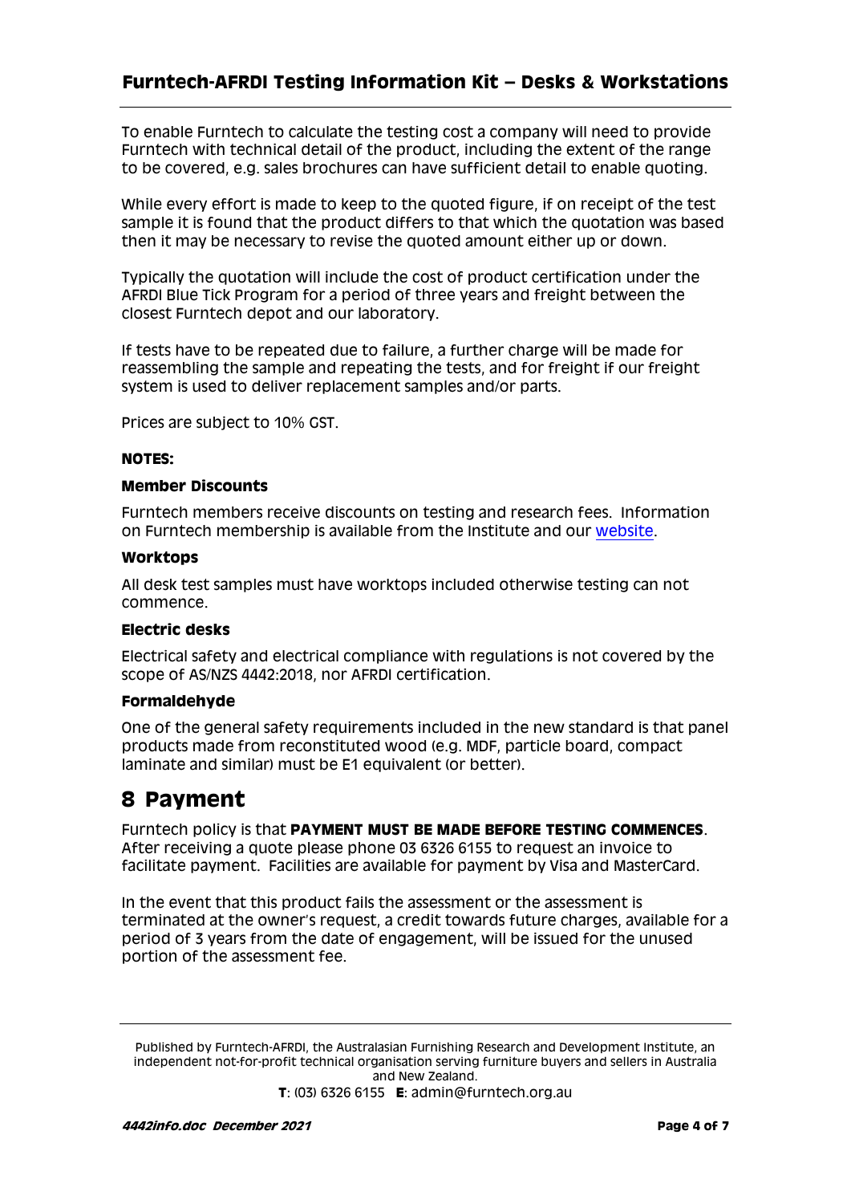To enable Furntech to calculate the testing cost a company will need to provide Furntech with technical detail of the product, including the extent of the range to be covered, e.g. sales brochures can have sufficient detail to enable quoting.

While every effort is made to keep to the quoted figure, if on receipt of the test sample it is found that the product differs to that which the quotation was based then it may be necessary to revise the quoted amount either up or down.

Typically the quotation will include the cost of product certification under the AFRDI Blue Tick Program for a period of three years and freight between the closest Furntech depot and our laboratory.

If tests have to be repeated due to failure, a further charge will be made for reassembling the sample and repeating the tests, and for freight if our freight system is used to deliver replacement samples and/or parts.

Prices are subject to 10% GST.

**NOTES:**

**Member Discounts**

Furntech members receive discounts on testing and research fees. Information on Furntech membership is available from the Institute and our website.

**Worktops**

All desk test samples must have worktops included otherwise testing can not commence.

**Electric desks**

Electrical safety and electrical compliance with regulations is not covered by the scope of AS/NZS 4442:2018, nor AFRDI certification.

**Formaldehyde**

One of the general safety requirements included in the new standard is that panel products made from reconstituted wood (e.g. MDF, particle board, compact laminate and similar) must be E1 equivalent (or better).

# 8 Payment

Furntech policy is that **PAYMENT MUST BE MADE BEFORE TESTING COMMENCES**. After receiving a quote please phone 03 6326 6155 to request an invoice to facilitate payment. Facilities are available for payment by Visa and MasterCard.

In the event that this product fails the assessment or the assessment is terminated at the owner's request, a credit towards future charges, available for a period of 3 years from the date of engagement, will be issued for the unused portion of the assessment fee.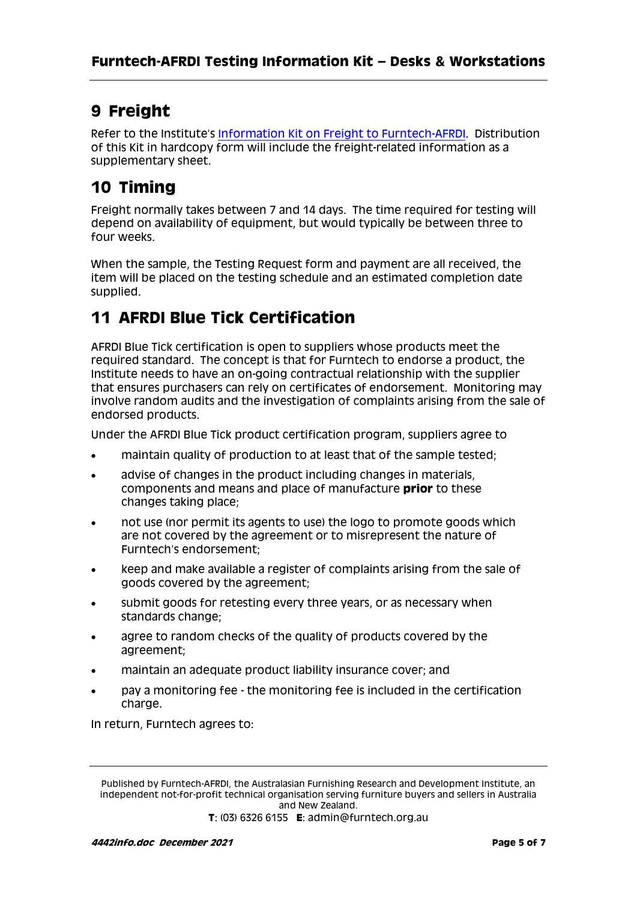## 9 Freight

Refer to the Institute's [Information Kit on Freight to Furntech-AFRDI](). Distribution of this Kit in hardcopy form will include the freight-related information as a supplementary sheet.

## 10 Timing

Freight normally takes between 7 and 14 days. The time required for testing will depend on availability of equipment, but would typically be between three to four weeks.

When the sample, the Testing Request form and payment are all received, the item will be placed on the testing schedule and an estimated completion date supplied.

## 11 AFRDI Blue Tick Certification

AFRDI Blue Tick certification is open to suppliers whose products meet the required standard. The concept is that for Furntech to endorse a product, the Institute needs to have an on-going contractual relationship with the supplier that ensures purchasers can rely on certificates of endorsement. Monitoring may involve random audits and the investigation of complaints arising from the sale of endorsed products.

Under the AFRDI Blue Tick product certification program, suppliers agree to

- maintain quality of production to at least that of the sample tested;
- advise of changes in the product including changes in materials, components and means and place of manufacture **prior** to these changes taking place;
- not use (nor permit its agents to use) the logo to promote goods which are not covered by the agreement or to misrepresent the nature of Furntech's endorsement;
- keep and make available a register of complaints arising from the sale of goods covered by the agreement;
- submit goods for retesting every three years, or as necessary when standards change;
- agree to random checks of the quality of products covered by the agreement;
- maintain an adequate product liability insurance cover; and
- pay a monitoring fee - the monitoring fee is included in the certification charge.

In return, Furntech agrees to: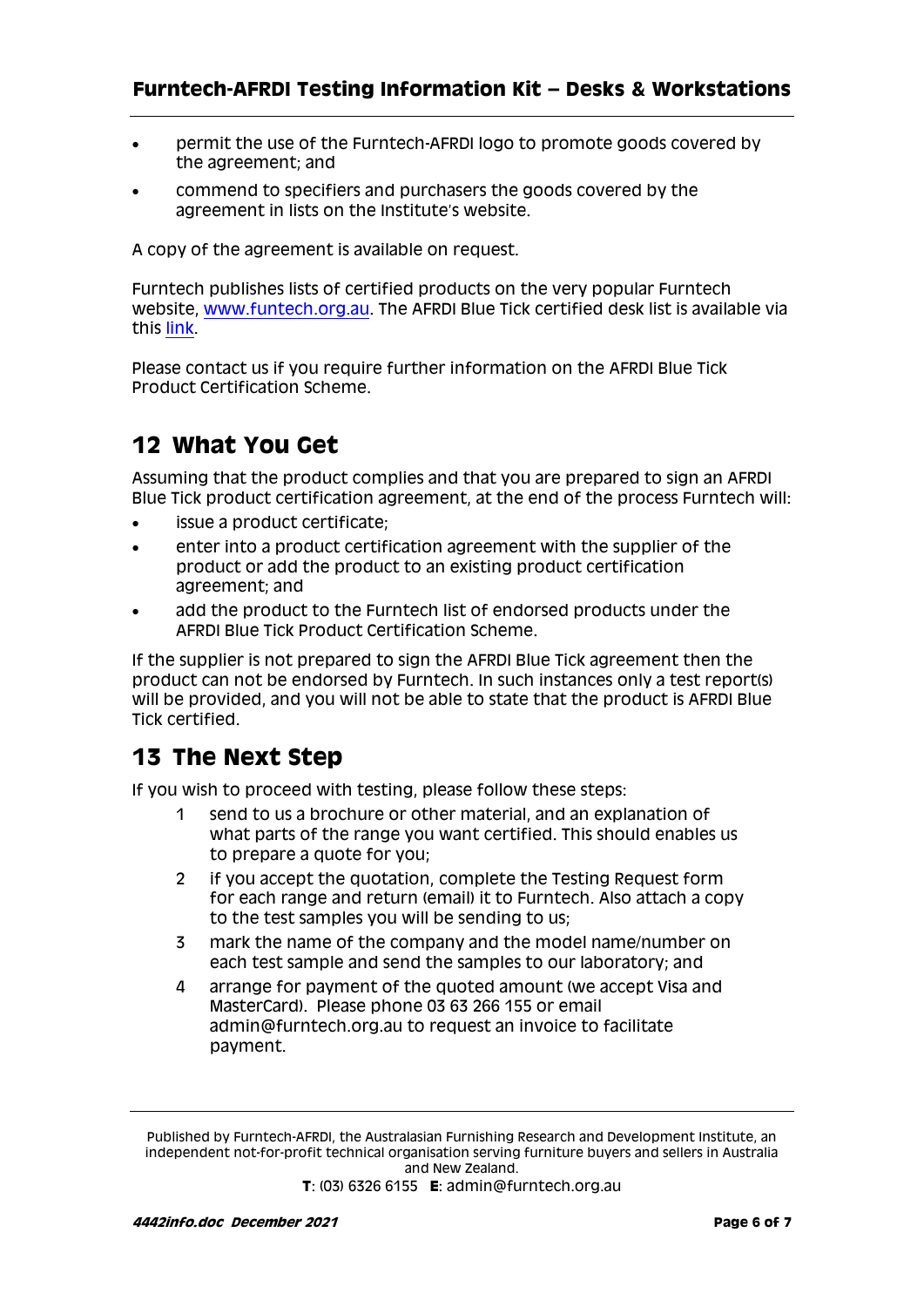- permit the use of the Furntech-AFRDI logo to promote goods covered by the agreement; and
- commend to specifiers and purchasers the goods covered by the agreement in lists on the Institute's website.

A copy of the agreement is available on request.

Furntech publishes lists of certified products on the very popular Furntech website, [www.funtech.org.au](www.funtech.org.au). The AFRDI Blue Tick certified desk list is available via this link.

Please contact us if you require further information on the AFRDI Blue Tick Product Certification Scheme.

## 12 What You Get

Assuming that the product complies and that you are prepared to sign an AFRDI Blue Tick product certification agreement, at the end of the process Furntech will:

- issue a product certificate;
- enter into a product certification agreement with the supplier of the product or add the product to an existing product certification agreement; and
- add the product to the Furntech list of endorsed products under the AFRDI Blue Tick Product Certification Scheme.

If the supplier is not prepared to sign the AFRDI Blue Tick agreement then the product can not be endorsed by Furntech. In such instances only a test report(s) will be provided, and you will not be able to state that the product is AFRDI Blue Tick certified.

## 13 The Next Step

If you wish to proceed with testing, please follow these steps:

1. send to us a brochure or other material, and an explanation of what parts of the range you want certified. This should enables us to prepare a quote for you;
2. if you accept the quotation, complete the Testing Request form for each range and return (email) it to Furntech. Also attach a copy to the test samples you will be sending to us;
3. mark the name of the company and the model name/number on each test sample and send the samples to our laboratory; and
4. arrange for payment of the quoted amount (we accept Visa and MasterCard). Please phone 03 63 266 155 or email admin@furntech.org.au to request an invoice to facilitate payment.

Published by Furntech-AFRDI, the Australasian Furnishing Research and Development Institute, an independent not-for-profit technical organisation serving furniture buyers and sellers in Australia and New Zealand.
**T**: (03) 6326 6155 **E**: admin@furntech.org.au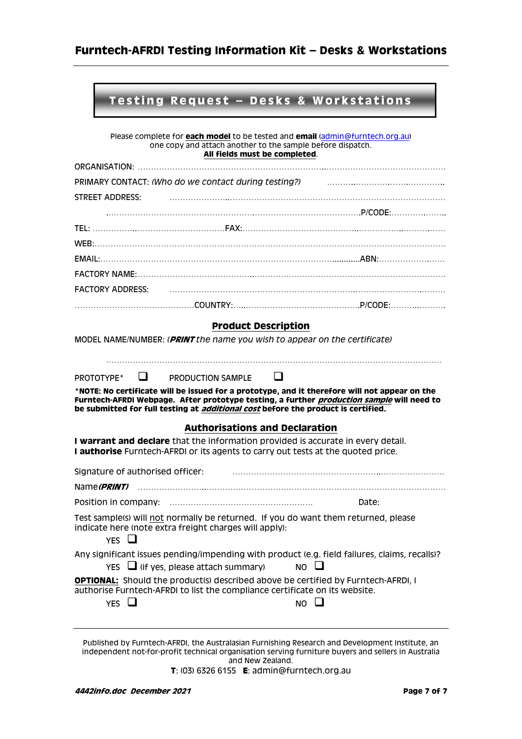# Testing Request – Desks & Workstations

Please complete for **each model** to be tested and **email** (admin@furntech.org.au) one copy and attach another to the sample before dispatch.
**All fields must be completed**.

ORGANISATION: ..............................................................................................................

PRIMARY CONTACT: *(Who do we contact during testing?)* ..........................................

STREET ADDRESS: ..........................................................................................................

..............................................................................................P/CODE:.....................

TEL: ..................................................FAX:..........................................................

WEB:.................................................................................................................................

EMAIL:............................................................................................ABN:........................

FACTORY NAME:..............................................................................................................

FACTORY ADDRESS: .......................................................................................................

.............................................COUNTRY:.............................................P/CODE:......................

## Product Description

MODEL NAME/NUMBER: *(**PRINT** the name you wish to appear on the certificate)*

...............................................................................................................................

PROTOTYPE* ❑ PRODUCTION SAMPLE ❑

***NOTE: No certificate will be issued for a prototype, and it therefore will not appear on the Furntech-AFRDI Webpage. After prototype testing, a further *production sample* will need to be submitted for full testing at *additional cost* before the product is certified.**

## Authorisations and Declaration

**I warrant and declare** that the information provided is accurate in every detail.
**I authorise** Furntech-AFRDI or its agents to carry out tests at the quoted price.

Signature of authorised officer: ..............................................................................

Name ***(PRINT)*** ...........................................................................................................

Position in company: ....................................................... Date:

Test sample(s) will not normally be returned. If you do want them returned, please indicate here (note extra freight charges will apply):

YES ❑

Any significant issues pending/impending with product (e.g. field failures, claims, recalls)?

YES ❑ (if yes, please attach summary) NO ❑

**OPTIONAL:** Should the product(s) described above be certified by Furntech-AFRDI, I authorise Furntech-AFRDI to list the compliance certificate on its website.

YES ❑ NO ❑

Published by Furntech-AFRDI, the Australasian Furnishing Research and Development Institute, an independent not-for-profit technical organisation serving furniture buyers and sellers in Australia and New Zealand.
**T**: (03) 6326 6155 **E**: admin@furntech.org.au